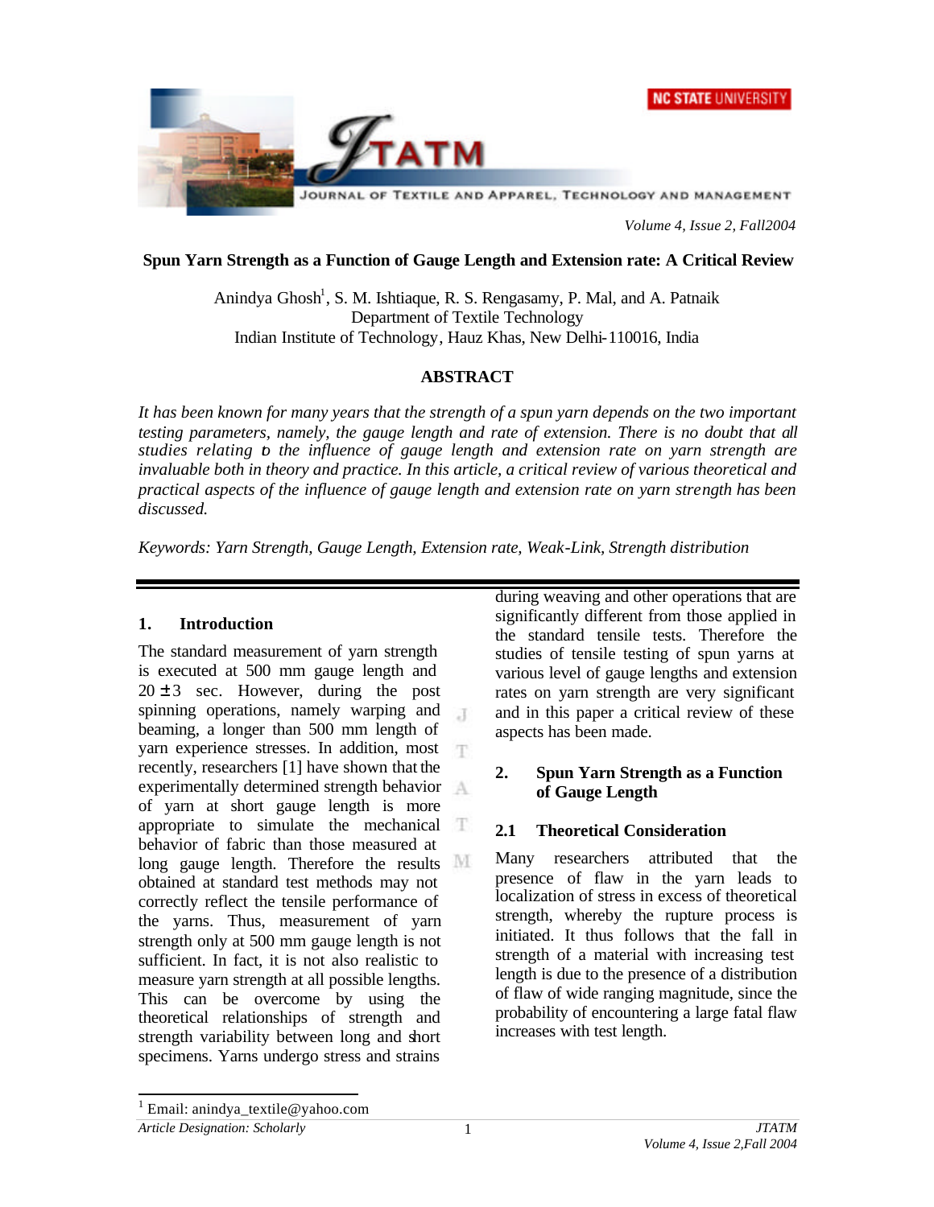# Spun Yarn Strength as a Function of Gauge Length and Extension rate: A Critical Review

Anindya Ghosh[1], S. M. Ishtiaque, R. S. Rengasamy, P. Mal, and A. Patnaik
Department of Textile Technology
Indian Institute of Technology, Hauz Khas, New Delhi-110016, India

## ABSTRACT

*It has been known for many years that the strength of a spun yarn depends on the two important testing parameters, namely, the gauge length and rate of extension. There is no doubt that all studies relating to the influence of gauge length and extension rate on yarn strength are invaluable both in theory and practice. In this article, a critical review of various theoretical and practical aspects of the influence of gauge length and extension rate on yarn strength has been discussed.*

*Keywords: Yarn Strength, Gauge Length, Extension rate, Weak-Link, Strength distribution*

## 1. Introduction

The standard measurement of yarn strength is executed at 500 mm gauge length and $20 \pm 3$ sec. However, during the post spinning operations, namely warping and beaming, a longer than 500 mm length of yarn experience stresses. In addition, most recently, researchers [1] have shown that the experimentally determined strength behavior of yarn at short gauge length is more appropriate to simulate the mechanical behavior of fabric than those measured at long gauge length. Therefore the results obtained at standard test methods may not correctly reflect the tensile performance of the yarns. Thus, measurement of yarn strength only at 500 mm gauge length is not sufficient. In fact, it is not also realistic to measure yarn strength at all possible lengths. This can be overcome by using the theoretical relationships of strength and strength variability between long and short specimens. Yarns undergo stress and strains during weaving and other operations that are significantly different from those applied in the standard tensile tests. Therefore the studies of tensile testing of spun yarns at various level of gauge lengths and extension rates on yarn strength are very significant and in this paper a critical review of these aspects has been made.

## 2. Spun Yarn Strength as a Function of Gauge Length

### 2.1 Theoretical Consideration

Many researchers attributed that the presence of flaw in the yarn leads to localization of stress in excess of theoretical strength, whereby the rupture process is initiated. It thus follows that the fall in strength of a material with increasing test length is due to the presence of a distribution of flaw of wide ranging magnitude, since the probability of encountering a large fatal flaw increases with test length.

---

[1] Email: anindya_textile@yahoo.com

*Article Designation: Scholarly*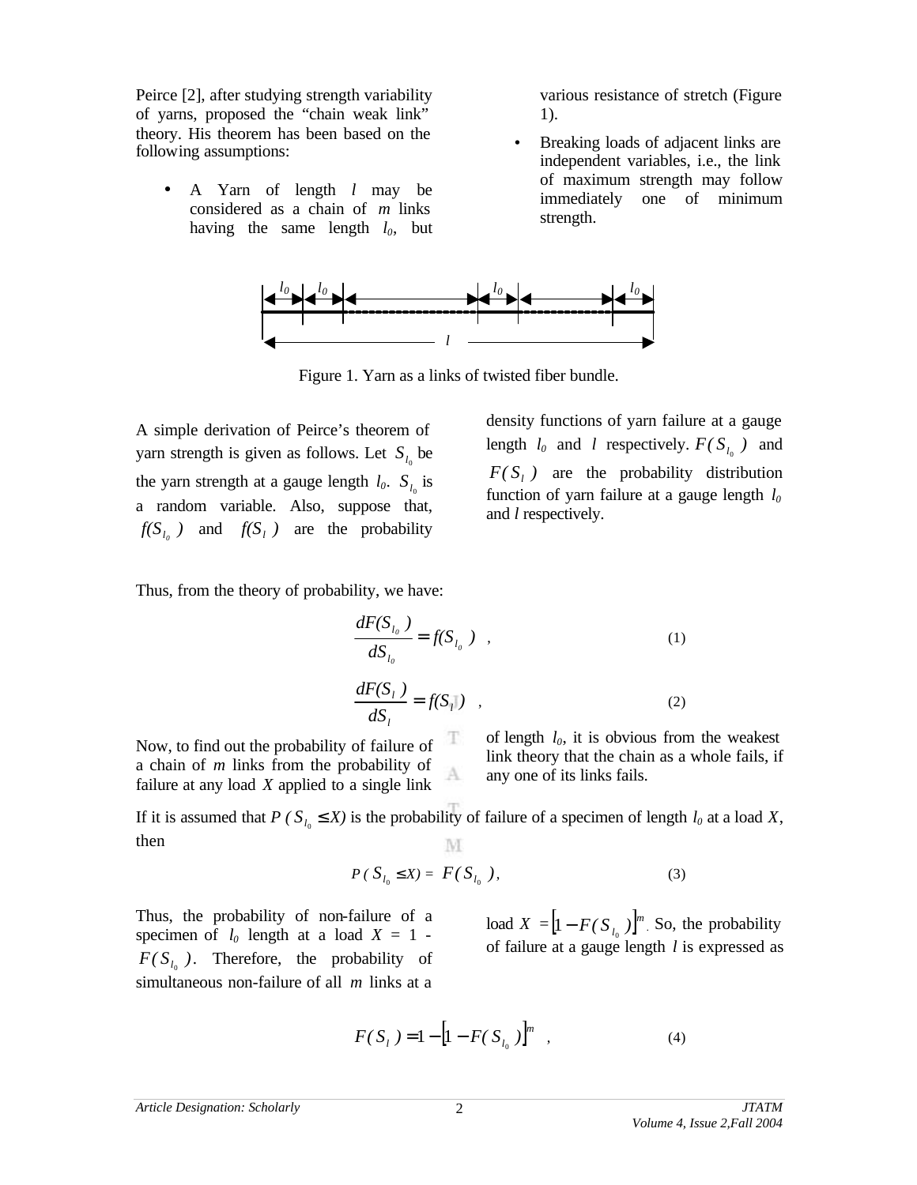Peirce [2], after studying strength variability of yarns, proposed the "chain weak link" theory. His theorem has been based on the following assumptions:

- A Yarn of length $l$ may be considered as a chain of $m$ links having the same length $l_0$, but various resistance of stretch (Figure 1).
- Breaking loads of adjacent links are independent variables, i.e., the link of maximum strength may follow immediately one of minimum strength.

Figure 1. Yarn as a links of twisted fiber bundle.

A simple derivation of Peirce's theorem of yarn strength is given as follows. Let $S_{l_0}$ be the yarn strength at a gauge length $l_0$. $S_{l_0}$ is a random variable. Also, suppose that, $f(S_{l_0})$ and $f(S_l)$ are the probability density functions of yarn failure at a gauge length $l_0$ and $l$ respectively. $F(S_{l_0})$ and $F(S_l)$ are the probability distribution function of yarn failure at a gauge length $l_0$ and $l$ respectively.

Thus, from the theory of probability, we have:

$$\frac{dF(S_{l_0})}{dS_{l_0}} = f(S_{l_0}) \quad , \tag{1}$$

$$\frac{dF(S_l)}{dS_l} = f(S_l) \quad , \tag{2}$$

Now, to find out the probability of failure of a chain of $m$ links from the probability of failure at any load $X$ applied to a single link of length $l_0$, it is obvious from the weakest link theory that the chain as a whole fails, if any one of its links fails.

If it is assumed that $P(S_{l_0} \leq X)$ is the probability of failure of a specimen of length $l_0$ at a load $X$, then

$$P(S_{l_0} \leq X) = F(S_{l_0}), \tag{3}$$

Thus, the probability of non-failure of a specimen of $l_0$ length at a load $X = 1 - F(S_{l_0})$. Therefore, the probability of simultaneous non-failure of all $m$ links at a load $X = \left[1 - F(S_{l_0})\right]^m$. So, the probability of failure at a gauge length $l$ is expressed as

$$F(S_l) = 1 - \left[1 - F(S_{l_0})\right]^m \quad , \tag{4}$$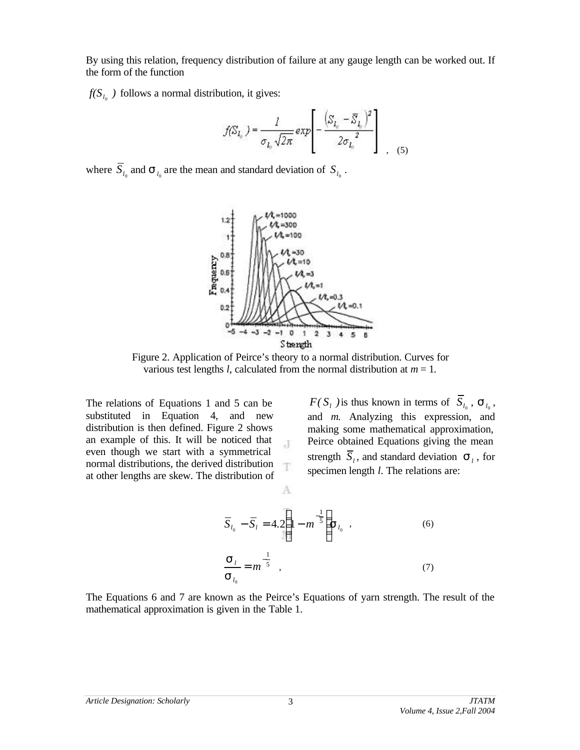By using this relation, frequency distribution of failure at any gauge length can be worked out. If the form of the function

$f(S_{l_0})$ follows a normal distribution, it gives:

$$f(S_{l_0}) = \frac{1}{\sigma_{l_0}\sqrt{2\pi}} exp\left[-\frac{\left(S_{l_0} - \bar{S}_{l_0}\right)^2}{2\sigma_{l_0}^{\;2}}\right] \quad , \quad (5)$$

where $\bar{S}_{l_0}$ and $\sigma_{l_0}$ are the mean and standard deviation of $S_{l_0}$.

Figure 2. Application of Peirce's theory to a normal distribution. Curves for various test lengths $l$, calculated from the normal distribution at $m = 1$.

The relations of Equations 1 and 5 can be substituted in Equation 4, and new distribution is then defined. Figure 2 shows an example of this. It will be noticed that even though we start with a symmetrical normal distributions, the derived distribution at other lengths are skew. The distribution of $F(S_l)$ is thus known in terms of $\bar{S}_{l_0}$, $\sigma_{l_0}$, and $m$. Analyzing this expression, and making some mathematical approximation, Peirce obtained Equations giving the mean strength $\bar{S}_l$, and standard deviation $\sigma_l$, for specimen length $l$. The relations are:

$$\bar{S}_{l_0} - \bar{S}_l = 4.2\left(1 - m^{-\frac{1}{5}}\right)\sigma_{l_0} \quad , \quad (6)$$

$$\frac{\sigma_l}{\sigma_{l_0}} = m^{-\frac{1}{5}} \quad , \quad (7)$$

The Equations 6 and 7 are known as the Peirce's Equations of yarn strength. The result of the mathematical approximation is given in the Table 1.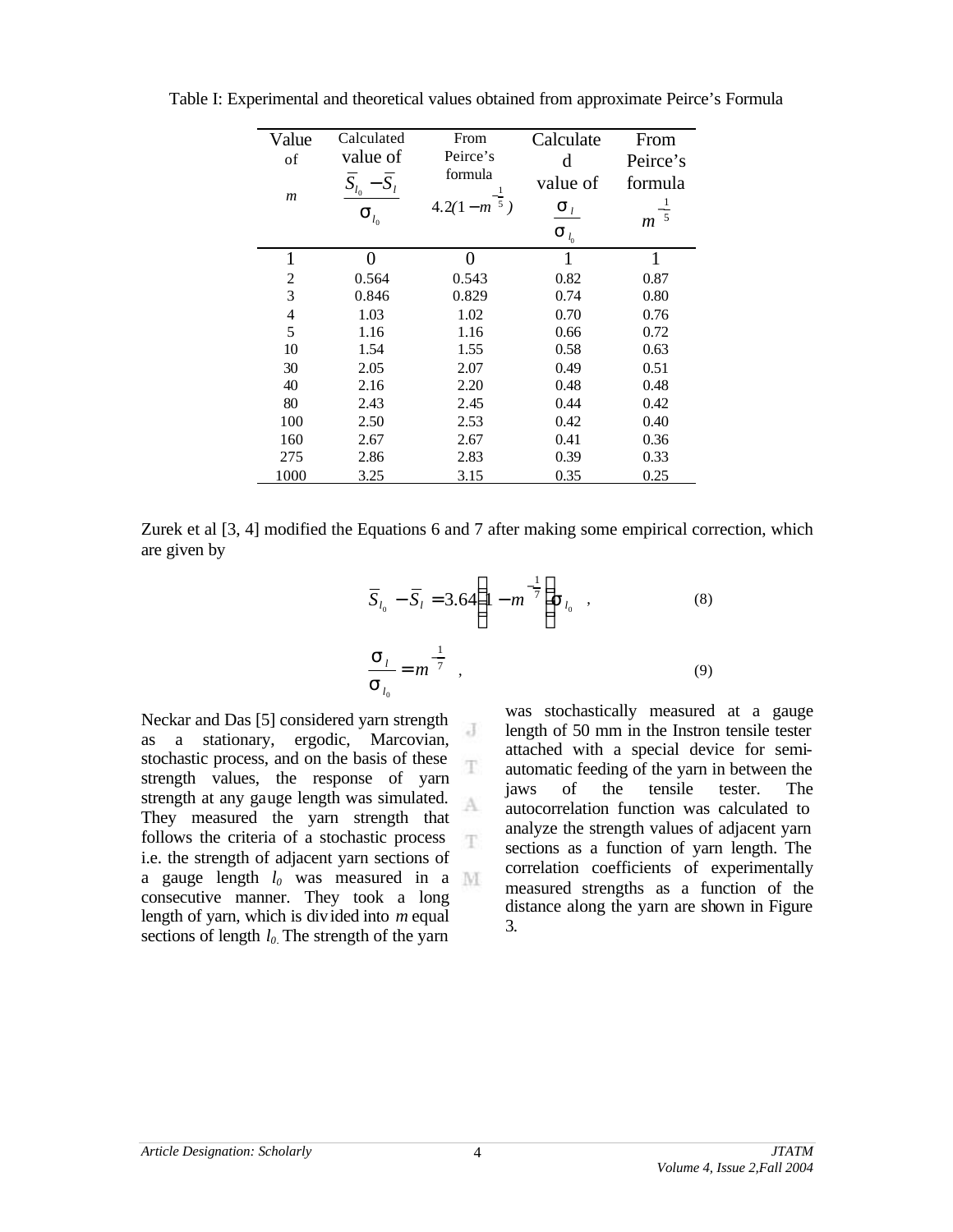Table I: Experimental and theoretical values obtained from approximate Peirce's Formula

| Value of $m$ | Calculated value of $\frac{\bar{S}_{l_0} - \bar{S}_l}{\sigma_{l_0}}$ | From Peirce's formula $4.2(1-m^{-\frac{1}{5}})$ | Calculated value of $\frac{\sigma_l}{\sigma_{l_0}}$ | From Peirce's formula $m^{-\frac{1}{5}}$ |
|---|---|---|---|---|
| 1 | 0 | 0 | 1 | 1 |
| 2 | 0.564 | 0.543 | 0.82 | 0.87 |
| 3 | 0.846 | 0.829 | 0.74 | 0.80 |
| 4 | 1.03 | 1.02 | 0.70 | 0.76 |
| 5 | 1.16 | 1.16 | 0.66 | 0.72 |
| 10 | 1.54 | 1.55 | 0.58 | 0.63 |
| 30 | 2.05 | 2.07 | 0.49 | 0.51 |
| 40 | 2.16 | 2.20 | 0.48 | 0.48 |
| 80 | 2.43 | 2.45 | 0.44 | 0.42 |
| 100 | 2.50 | 2.53 | 0.42 | 0.40 |
| 160 | 2.67 | 2.67 | 0.41 | 0.36 |
| 275 | 2.86 | 2.83 | 0.39 | 0.33 |
| 1000 | 3.25 | 3.15 | 0.35 | 0.25 |

Zurek et al [3, 4] modified the Equations 6 and 7 after making some empirical correction, which are given by

$$\bar{S}_{l_0} - \bar{S}_l = 3.64\left(1 - m^{-\frac{1}{7}}\right)\sigma_{l_0} \quad , \tag{8}$$

$$\frac{\sigma_l}{\sigma_{l_0}} = m^{-\frac{1}{7}} \quad , \tag{9}$$

Neckar and Das [5] considered yarn strength as a stationary, ergodic, Marcovian, stochastic process, and on the basis of these strength values, the response of yarn strength at any gauge length was simulated. They measured the yarn strength that follows the criteria of a stochastic process i.e. the strength of adjacent yarn sections of a gauge length $l_0$ was measured in a consecutive manner. They took a long length of yarn, which is divided into $m$ equal sections of length $l_0$. The strength of the yarn was stochastically measured at a gauge length of 50 mm in the Instron tensile tester attached with a special device for semi-automatic feeding of the yarn in between the jaws of the tensile tester. The autocorrelation function was calculated to analyze the strength values of adjacent yarn sections as a function of yarn length. The correlation coefficients of experimentally measured strengths as a function of the distance along the yarn are shown in Figure 3.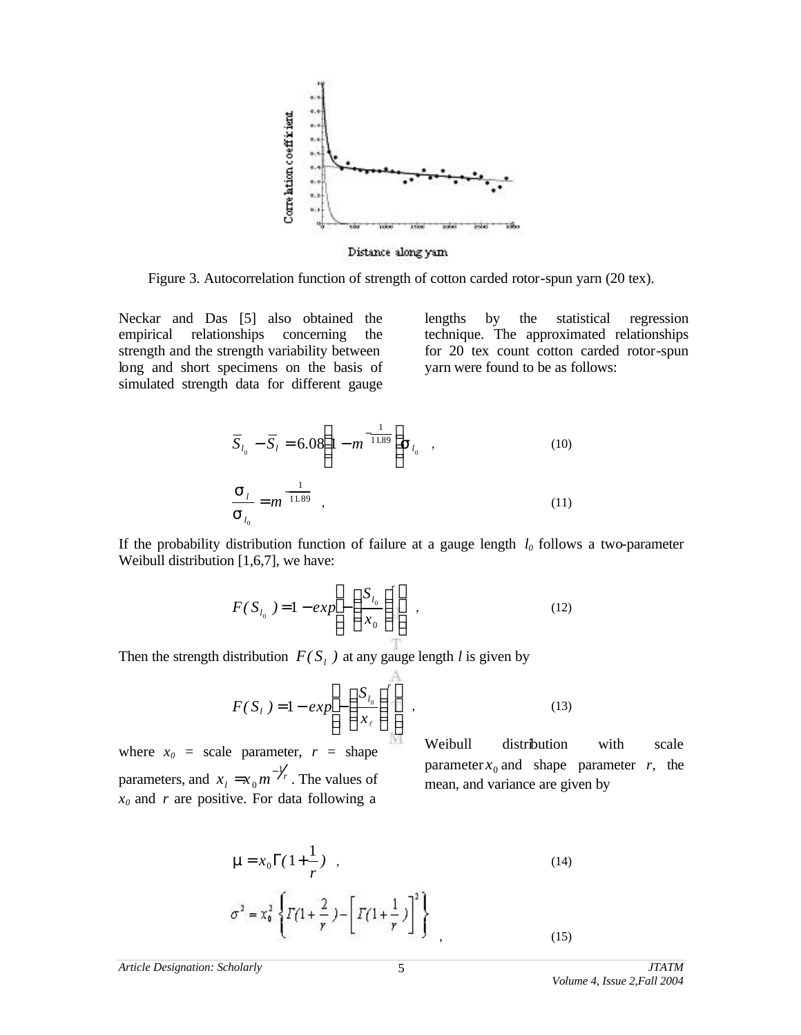Figure 3. Autocorrelation function of strength of cotton carded rotor-spun yarn (20 tex).

Neckar and Das [5] also obtained the empirical relationships concerning the strength and the strength variability between long and short specimens on the basis of simulated strength data for different gauge lengths by the statistical regression technique. The approximated relationships for 20 tex count cotton carded rotor-spun yarn were found to be as follows:

$$\overline{S}_{l_0} - \overline{S}_l = 6.08\left(1 - m^{-\frac{1}{11.89}}\right)\sigma_{l_0} \quad , \tag{10}$$

$$\frac{\sigma_l}{\sigma_{l_0}} = m^{-\frac{1}{11.89}} \quad , \tag{11}$$

If the probability distribution function of failure at a gauge length $l_0$ follows a two-parameter Weibull distribution [1,6,7], we have:

$$F(S_{l_0}) = 1 - exp\left(-\left(\frac{S_{l_0}}{x_0}\right)^r\right) \quad , \tag{12}$$

Then the strength distribution $F(S_l)$ at any gauge length $l$ is given by

$$F(S_l) = 1 - exp\left(-\left(\frac{S_{l_0}}{x_\ell}\right)^r\right) \quad , \tag{13}$$

where $x_0$ = scale parameter, $r$ = shape parameters, and $x_l = x_0 m^{-1/r}$. The values of $x_0$ and $r$ are positive. For data following a Weibull distribution with scale parameter $x_0$ and shape parameter $r$, the mean, and variance are given by

$$\mu = x_0 \Gamma(1 + \frac{1}{r}) \quad , \tag{14}$$

$$\sigma^2 = x_0^2 \left\{ \Gamma(1 + \frac{2}{r}) - \left[ \Gamma(1 + \frac{1}{r}) \right]^2 \right\} \quad , \tag{15}$$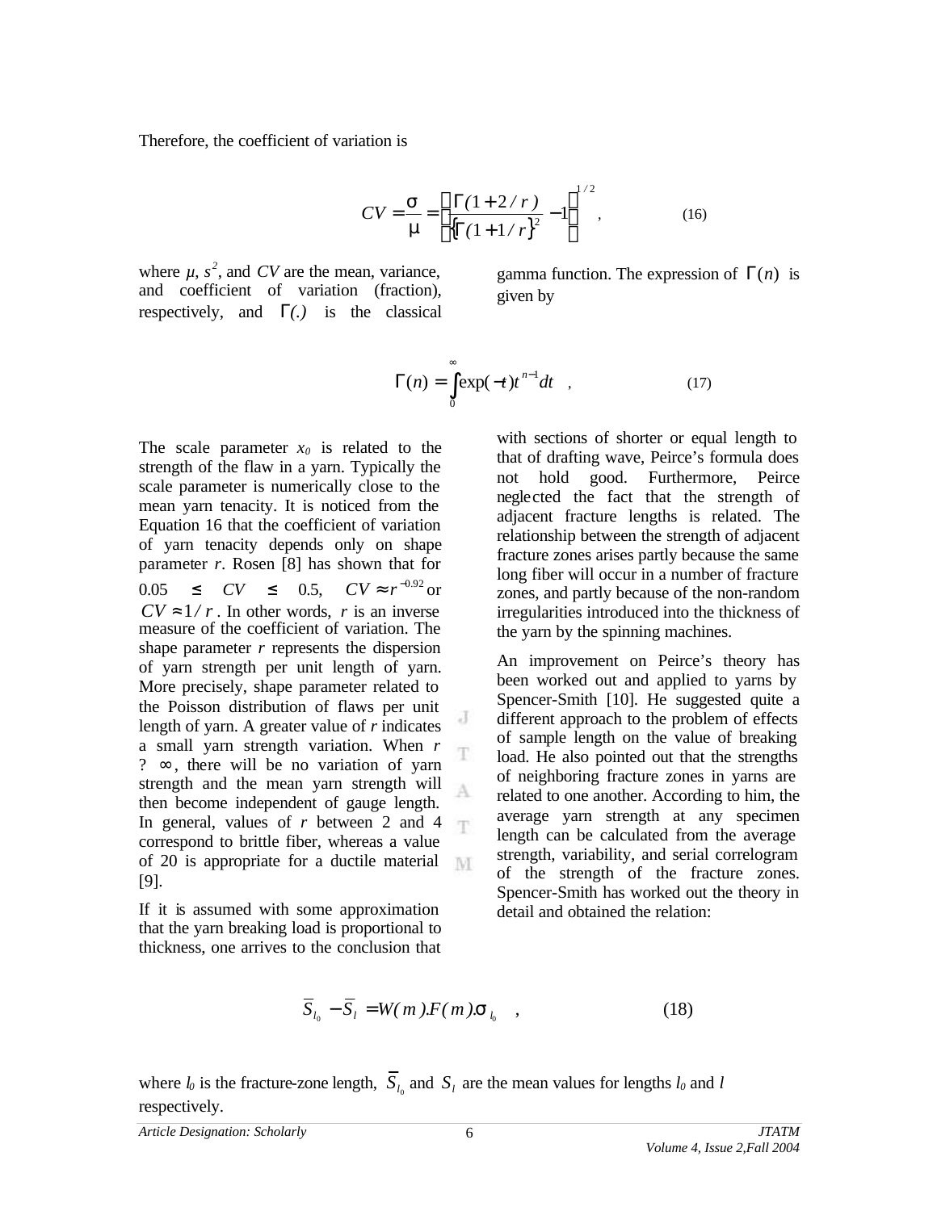Therefore, the coefficient of variation is

$$CV = \frac{\sigma}{\mu} = \left[ \frac{\Gamma(1+2/r)}{\{\Gamma(1+1/r)\}^2} - 1 \right]^{1/2} , \qquad (16)$$

where $\mu$, $s^2$, and $CV$ are the mean, variance, and coefficient of variation (fraction), respectively, and $\Gamma(.)$ is the classical gamma function. The expression of $\Gamma(n)$ is given by

$$\Gamma(n) = \int_0^\infty \exp(-t) t^{n-1} dt \quad , \qquad (17)$$

The scale parameter $x_0$ is related to the strength of the flaw in a yarn. Typically the scale parameter is numerically close to the mean yarn tenacity. It is noticed from the Equation 16 that the coefficient of variation of yarn tenacity depends only on shape parameter $r$. Rosen [8] has shown that for $0.05 \leq CV \leq 0.5$, $CV \approx r^{-0.92}$ or $CV \approx 1/r$. In other words, $r$ is an inverse measure of the coefficient of variation. The shape parameter $r$ represents the dispersion of yarn strength per unit length of yarn. More precisely, shape parameter related to the Poisson distribution of flaws per unit length of yarn. A greater value of $r$ indicates a small yarn strength variation. When $r \to \infty$, there will be no variation of yarn strength and the mean yarn strength will then become independent of gauge length. In general, values of $r$ between 2 and 4 correspond to brittle fiber, whereas a value of 20 is appropriate for a ductile material [9].

If it is assumed with some approximation that the yarn breaking load is proportional to thickness, one arrives to the conclusion that with sections of shorter or equal length to that of drafting wave, Peirce's formula does not hold good. Furthermore, Peirce neglected the fact that the strength of adjacent fracture lengths is related. The relationship between the strength of adjacent fracture zones arises partly because the same long fiber will occur in a number of fracture zones, and partly because of the non-random irregularities introduced into the thickness of the yarn by the spinning machines.

An improvement on Peirce's theory has been worked out and applied to yarns by Spencer-Smith [10]. He suggested quite a different approach to the problem of effects of sample length on the value of breaking load. He also pointed out that the strengths of neighboring fracture zones in yarns are related to one another. According to him, the average yarn strength at any specimen length can be calculated from the average strength, variability, and serial correlogram of the strength of the fracture zones. Spencer-Smith has worked out the theory in detail and obtained the relation:

$$\overline{S}_{l_0} - \overline{S}_l = W(m).F(m).\sigma_{l_0} \quad , \qquad (18)$$

where $l_0$ is the fracture-zone length, $\overline{S}_{l_0}$ and $S_l$ are the mean values for lengths $l_0$ and $l$ respectively.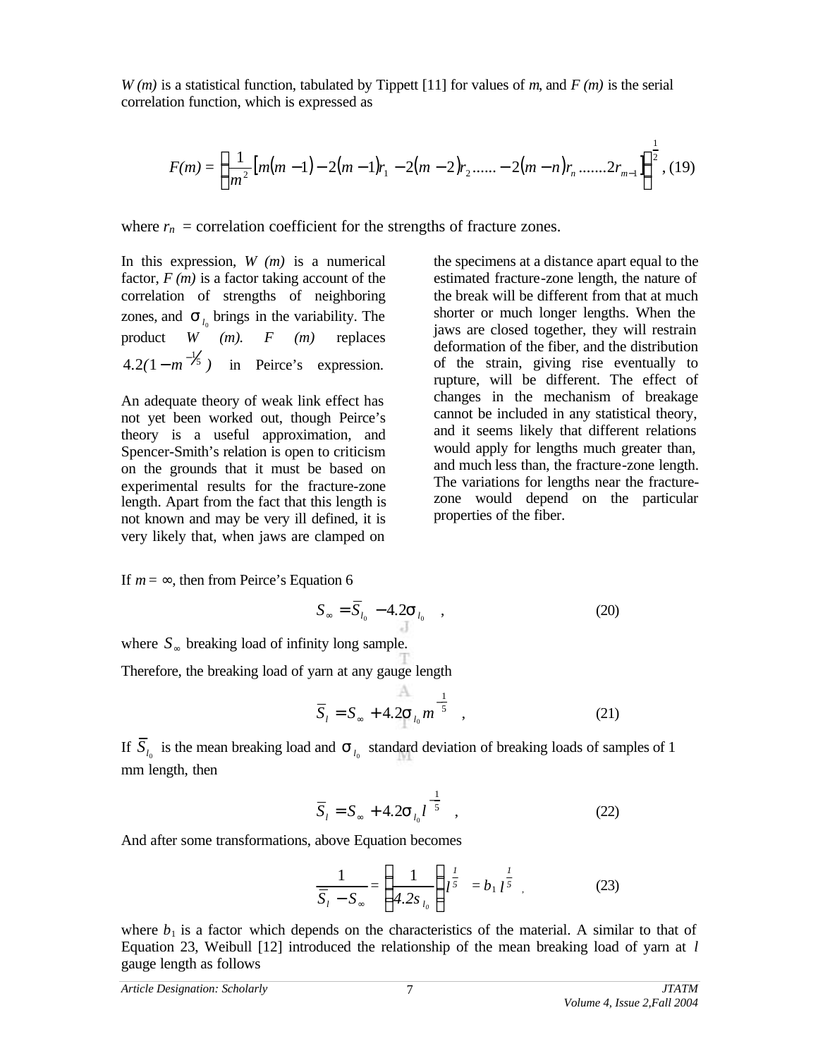*W (m)* is a statistical function, tabulated by Tippett [11] for values of *m*, and *F (m)* is the serial correlation function, which is expressed as

$$F(m) = \left\{\frac{1}{m^2}\left[m(m-1) - 2(m-1)r_1 - 2(m-2)r_2 ...... - 2(m-n)r_n .......2r_{m-1}\right]\right\}^{\frac{1}{2}}, \quad (19)$$

where $r_n$ = correlation coefficient for the strengths of fracture zones.

In this expression, *W (m)* is a numerical factor, *F (m)* is a factor taking account of the correlation of strengths of neighboring zones, and $\sigma_{l_0}$ brings in the variability. The product *W (m). F (m)* replaces $4.2(1 - m^{-1/5})$ in Peirce's expression.

An adequate theory of weak link effect has not yet been worked out, though Peirce's theory is a useful approximation, and Spencer-Smith's relation is open to criticism on the grounds that it must be based on experimental results for the fracture-zone length. Apart from the fact that this length is not known and may be very ill defined, it is very likely that, when jaws are clamped on the specimens at a distance apart equal to the estimated fracture-zone length, the nature of the break will be different from that at much shorter or much longer lengths. When the jaws are closed together, they will restrain deformation of the fiber, and the distribution of the strain, giving rise eventually to rupture, will be different. The effect of changes in the mechanism of breakage cannot be included in any statistical theory, and it seems likely that different relations would apply for lengths much greater than, and much less than, the fracture-zone length. The variations for lengths near the fracture-zone would depend on the particular properties of the fiber.

If $m = \infty$, then from Peirce's Equation 6

$$S_\infty = \overline{S}_{l_0} - 4.2\sigma_{l_0} \quad , \quad (20)$$

where $S_\infty$ breaking load of infinity long sample.

Therefore, the breaking load of yarn at any gauge length

$$\overline{S}_l = S_\infty + 4.2\sigma_{l_0} m^{-\frac{1}{5}} \quad , \quad (21)$$

If $\overline{S}_{l_0}$ is the mean breaking load and $\sigma_{l_0}$ standard deviation of breaking loads of samples of 1 mm length, then

$$\overline{S}_l = S_\infty + 4.2\sigma_{l_0} l^{-\frac{1}{5}} \quad , \quad (22)$$

And after some transformations, above Equation becomes

$$\frac{1}{\overline{S}_l - S_\infty} = \left(\frac{1}{4.2s_{l_0}}\right) l^{\frac{1}{5}} = b_1 l^{\frac{1}{5}} \quad , \quad (23)$$

where $b_1$ is a factor which depends on the characteristics of the material. A similar to that of Equation 23, Weibull [12] introduced the relationship of the mean breaking load of yarn at *l* gauge length as follows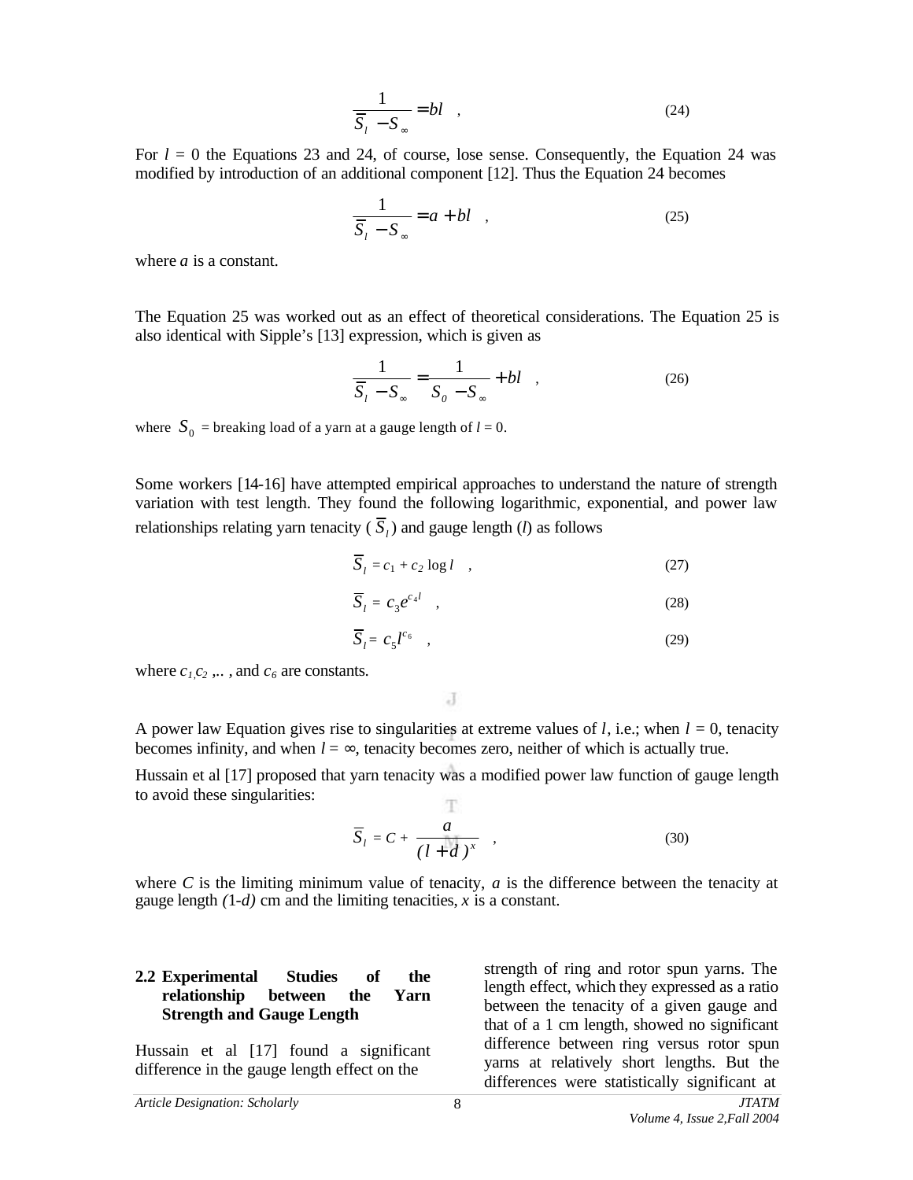$$\frac{1}{\overline{S}_l - S_\infty} = bl \quad , \tag{24}$$

For $l$ = 0 the Equations 23 and 24, of course, lose sense. Consequently, the Equation 24 was modified by introduction of an additional component [12]. Thus the Equation 24 becomes

$$\frac{1}{\overline{S}_l - S_\infty} = a + bl \quad , \tag{25}$$

where $a$ is a constant.

The Equation 25 was worked out as an effect of theoretical considerations. The Equation 25 is also identical with Sipple's [13] expression, which is given as

$$\frac{1}{\overline{S}_l - S_\infty} = \frac{1}{S_0 - S_\infty} + bl \quad , \tag{26}$$

where $S_0$ = breaking load of a yarn at a gauge length of $l$ = 0.

Some workers [14-16] have attempted empirical approaches to understand the nature of strength variation with test length. They found the following logarithmic, exponential, and power law relationships relating yarn tenacity ( $\overline{S}_l$ ) and gauge length ($l$) as follows

$$\overline{S}_l = c_1 + c_2 \log l \quad , \tag{27}$$

$$\overline{S}_l = c_3 e^{c_4 l} \quad , \tag{28}$$

$$\overline{S}_l = c_5 l^{c_6} \quad , \tag{29}$$

where $c_1, c_2$ ,.. , and $c_6$ are constants.

A power law Equation gives rise to singularities at extreme values of $l$, i.e.; when $l$ = 0, tenacity becomes infinity, and when $l = \infty$, tenacity becomes zero, neither of which is actually true.

Hussain et al [17] proposed that yarn tenacity was a modified power law function of gauge length to avoid these singularities:

$$\overline{S}_l = C + \frac{a}{(l + d)^x} \quad , \tag{30}$$

where $C$ is the limiting minimum value of tenacity, $a$ is the difference between the tenacity at gauge length $(1\text{-}d)$ cm and the limiting tenacities, $x$ is a constant.

## 2.2 Experimental Studies of the relationship between the Yarn Strength and Gauge Length

Hussain et al [17] found a significant difference in the gauge length effect on the strength of ring and rotor spun yarns. The length effect, which they expressed as a ratio between the tenacity of a given gauge and that of a 1 cm length, showed no significant difference between ring versus rotor spun yarns at relatively short lengths. But the differences were statistically significant at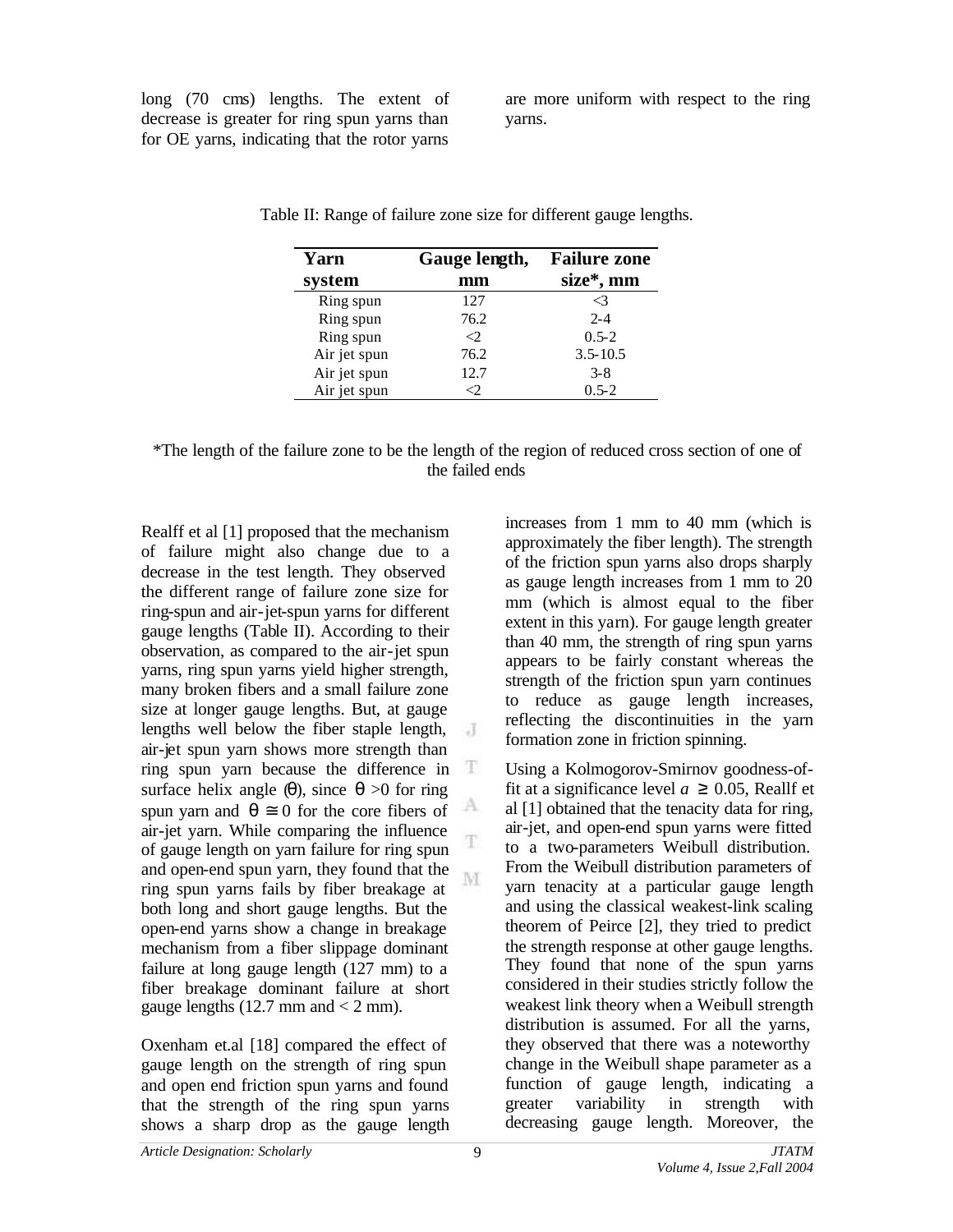long (70 cms) lengths. The extent of decrease is greater for ring spun yarns than for OE yarns, indicating that the rotor yarns are more uniform with respect to the ring yarns.

Table II: Range of failure zone size for different gauge lengths.

| Yarn system | Gauge length, mm | Failure zone size*, mm |
|---|---|---|
| Ring spun | 127 | <3 |
| Ring spun | 76.2 | 2-4 |
| Ring spun | <2 | 0.5-2 |
| Air jet spun | 76.2 | 3.5-10.5 |
| Air jet spun | 12.7 | 3-8 |
| Air jet spun | <2 | 0.5-2 |

*The length of the failure zone to be the length of the region of reduced cross section of one of the failed ends

Realff et al [1] proposed that the mechanism of failure might also change due to a decrease in the test length. They observed the different range of failure zone size for ring-spun and air-jet-spun yarns for different gauge lengths (Table II). According to their observation, as compared to the air-jet spun yarns, ring spun yarns yield higher strength, many broken fibers and a small failure zone size at longer gauge lengths. But, at gauge lengths well below the fiber staple length, air-jet spun yarn shows more strength than ring spun yarn because the difference in surface helix angle ($\theta$), since $\theta > 0$ for ring spun yarn and $\theta \cong 0$ for the core fibers of air-jet yarn. While comparing the influence of gauge length on yarn failure for ring spun and open-end spun yarn, they found that the ring spun yarns fails by fiber breakage at both long and short gauge lengths. But the open-end yarns show a change in breakage mechanism from a fiber slippage dominant failure at long gauge length (127 mm) to a fiber breakage dominant failure at short gauge lengths (12.7 mm and < 2 mm).

Oxenham et.al [18] compared the effect of gauge length on the strength of ring spun and open end friction spun yarns and found that the strength of the ring spun yarns shows a sharp drop as the gauge length increases from 1 mm to 40 mm (which is approximately the fiber length). The strength of the friction spun yarns also drops sharply as gauge length increases from 1 mm to 20 mm (which is almost equal to the fiber extent in this yarn). For gauge length greater than 40 mm, the strength of ring spun yarns appears to be fairly constant whereas the strength of the friction spun yarn continues to reduce as gauge length increases, reflecting the discontinuities in the yarn formation zone in friction spinning.

Using a Kolmogorov-Smirnov goodness-of-fit at a significance level $a \geq 0.05$, Reallf et al [1] obtained that the tenacity data for ring, air-jet, and open-end spun yarns were fitted to a two-parameters Weibull distribution. From the Weibull distribution parameters of yarn tenacity at a particular gauge length and using the classical weakest-link scaling theorem of Peirce [2], they tried to predict the strength response at other gauge lengths. They found that none of the spun yarns considered in their studies strictly follow the weakest link theory when a Weibull strength distribution is assumed. For all the yarns, they observed that there was a noteworthy change in the Weibull shape parameter as a function of gauge length, indicating a greater variability in strength with decreasing gauge length. Moreover, the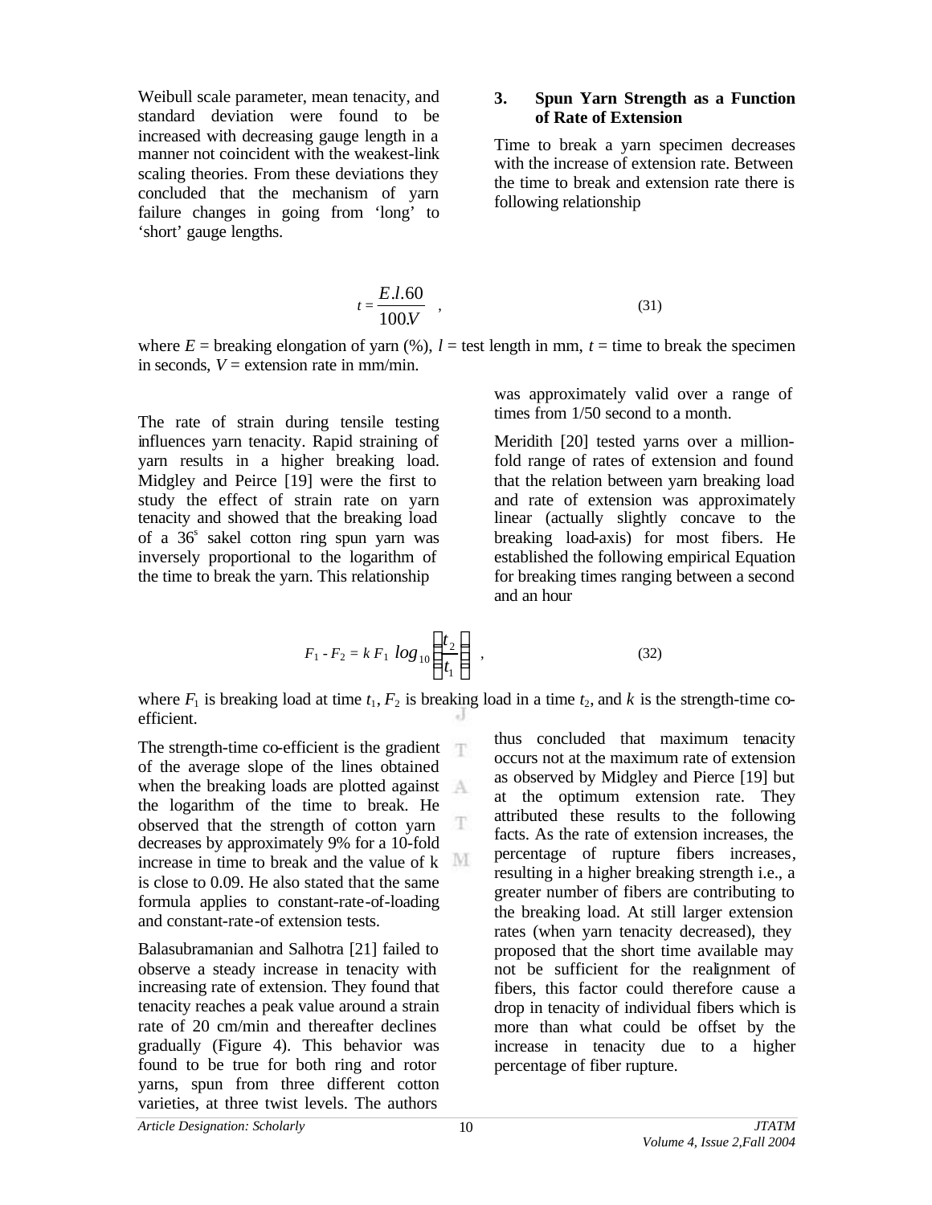Weibull scale parameter, mean tenacity, and standard deviation were found to be increased with decreasing gauge length in a manner not coincident with the weakest-link scaling theories. From these deviations they concluded that the mechanism of yarn failure changes in going from 'long' to 'short' gauge lengths.

## 3. Spun Yarn Strength as a Function of Rate of Extension

Time to break a yarn specimen decreases with the increase of extension rate. Between the time to break and extension rate there is following relationship

$$t = \frac{E.l.60}{100.V} \quad , \tag{31}$$

where $E$ = breaking elongation of yarn (%), $l$ = test length in mm, $t$ = time to break the specimen in seconds, $V$ = extension rate in mm/min.

The rate of strain during tensile testing influences yarn tenacity. Rapid straining of yarn results in a higher breaking load. Midgley and Peirce [19] were the first to study the effect of strain rate on yarn tenacity and showed that the breaking load of a 36$^s$ sakel cotton ring spun yarn was inversely proportional to the logarithm of the time to break the yarn. This relationship was approximately valid over a range of times from 1/50 second to a month.

Meridith [20] tested yarns over a million-fold range of rates of extension and found that the relation between yarn breaking load and rate of extension was approximately linear (actually slightly concave to the breaking load-axis) for most fibers. He established the following empirical Equation for breaking times ranging between a second and an hour

$$F_1 - F_2 = k\, F_1 \log_{10}\left(\frac{t_2}{t_1}\right) \quad , \tag{32}$$

where $F_1$ is breaking load at time $t_1$, $F_2$ is breaking load in a time $t_2$, and $k$ is the strength-time co-efficient.

The strength-time co-efficient is the gradient of the average slope of the lines obtained when the breaking loads are plotted against the logarithm of the time to break. He observed that the strength of cotton yarn decreases by approximately 9% for a 10-fold increase in time to break and the value of k is close to 0.09. He also stated that the same formula applies to constant-rate-of-loading and constant-rate-of extension tests.

Balasubramanian and Salhotra [21] failed to observe a steady increase in tenacity with increasing rate of extension. They found that tenacity reaches a peak value around a strain rate of 20 cm/min and thereafter declines gradually (Figure 4). This behavior was found to be true for both ring and rotor yarns, spun from three different cotton varieties, at three twist levels. The authors thus concluded that maximum tenacity occurs not at the maximum rate of extension as observed by Midgley and Pierce [19] but at the optimum extension rate. They attributed these results to the following facts. As the rate of extension increases, the percentage of rupture fibers increases, resulting in a higher breaking strength i.e., a greater number of fibers are contributing to the breaking load. At still larger extension rates (when yarn tenacity decreased), they proposed that the short time available may not be sufficient for the realignment of fibers, this factor could therefore cause a drop in tenacity of individual fibers which is more than what could be offset by the increase in tenacity due to a higher percentage of fiber rupture.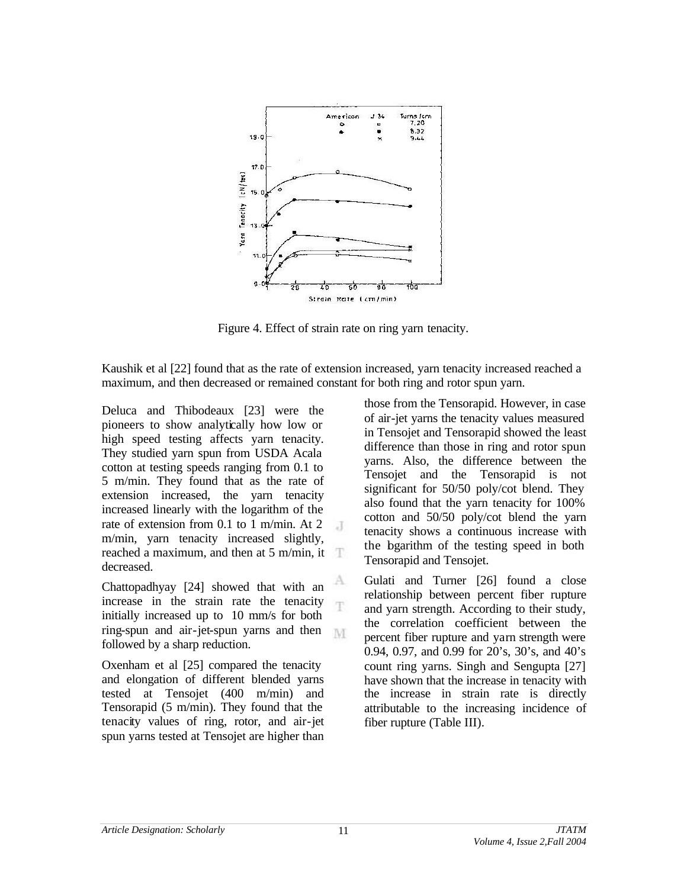Figure 4. Effect of strain rate on ring yarn tenacity.

Kaushik et al [22] found that as the rate of extension increased, yarn tenacity increased reached a maximum, and then decreased or remained constant for both ring and rotor spun yarn.

Deluca and Thibodeaux [23] were the pioneers to show analytically how low or high speed testing affects yarn tenacity. They studied yarn spun from USDA Acala cotton at testing speeds ranging from 0.1 to 5 m/min. They found that as the rate of extension increased, the yarn tenacity increased linearly with the logarithm of the rate of extension from 0.1 to 1 m/min. At 2 m/min, yarn tenacity increased slightly, reached a maximum, and then at 5 m/min, it decreased.

Chattopadhyay [24] showed that with an increase in the strain rate the tenacity initially increased up to 10 mm/s for both ring-spun and air-jet-spun yarns and then followed by a sharp reduction.

Oxenham et al [25] compared the tenacity and elongation of different blended yarns tested at Tensojet (400 m/min) and Tensorapid (5 m/min). They found that the tenacity values of ring, rotor, and air-jet spun yarns tested at Tensojet are higher than those from the Tensorapid. However, in case of air-jet yarns the tenacity values measured in Tensojet and Tensorapid showed the least difference than those in ring and rotor spun yarns. Also, the difference between the Tensojet and the Tensorapid is not significant for 50/50 poly/cot blend. They also found that the yarn tenacity for 100% cotton and 50/50 poly/cot blend the yarn tenacity shows a continuous increase with the logarithm of the testing speed in both Tensorapid and Tensojet.

Gulati and Turner [26] found a close relationship between percent fiber rupture and yarn strength. According to their study, the correlation coefficient between the percent fiber rupture and yarn strength were 0.94, 0.97, and 0.99 for 20's, 30's, and 40's count ring yarns. Singh and Sengupta [27] have shown that the increase in tenacity with the increase in strain rate is directly attributable to the increasing incidence of fiber rupture (Table III).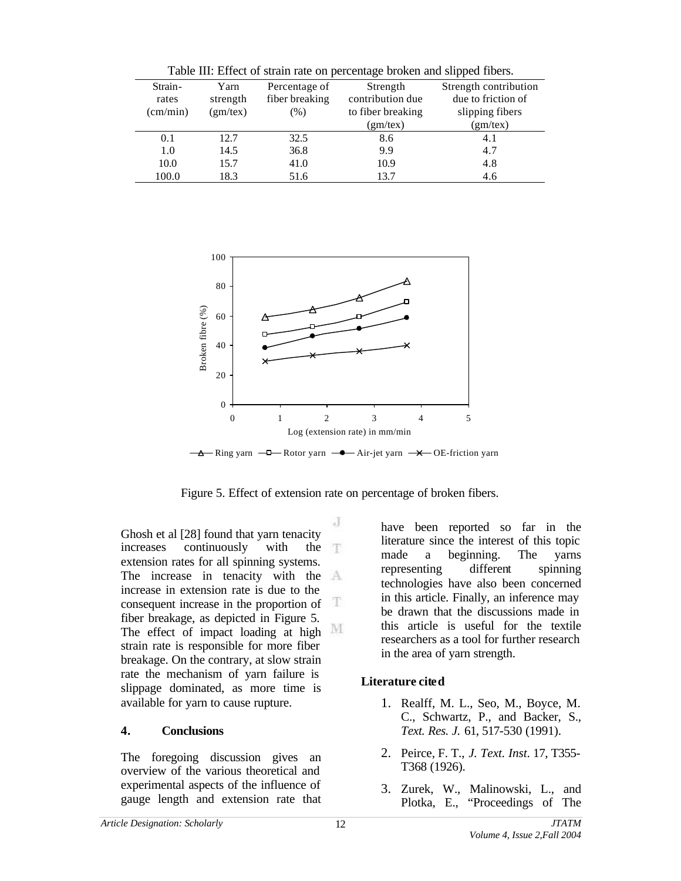Table III: Effect of strain rate on percentage broken and slipped fibers.

| Strain-rates (cm/min) | Yarn strength (gm/tex) | Percentage of fiber breaking (%) | Strength contribution due to fiber breaking (gm/tex) | Strength contribution due to friction of slipping fibers (gm/tex) |
|---|---|---|---|---|
| 0.1 | 12.7 | 32.5 | 8.6 | 4.1 |
| 1.0 | 14.5 | 36.8 | 9.9 | 4.7 |
| 10.0 | 15.7 | 41.0 | 10.9 | 4.8 |
| 100.0 | 18.3 | 51.6 | 13.7 | 4.6 |

Figure 5. Effect of extension rate on percentage of broken fibers.

Ghosh et al [28] found that yarn tenacity increases continuously with the extension rates for all spinning systems. The increase in tenacity with the increase in extension rate is due to the consequent increase in the proportion of fiber breakage, as depicted in Figure 5. The effect of impact loading at high strain rate is responsible for more fiber breakage. On the contrary, at slow strain rate the mechanism of yarn failure is slippage dominated, as more time is available for yarn to cause rupture.

## 4. Conclusions

The foregoing discussion gives an overview of the various theoretical and experimental aspects of the influence of gauge length and extension rate that have been reported so far in the literature since the interest of this topic made a beginning. The yarns representing different spinning technologies have also been concerned in this article. Finally, an inference may be drawn that the discussions made in this article is useful for the textile researchers as a tool for further research in the area of yarn strength.

### Literature cited

1. Realff, M. L., Seo, M., Boyce, M. C., Schwartz, P., and Backer, S., *Text. Res. J.* 61, 517-530 (1991).
2. Peirce, F. T., *J. Text. Inst*. 17, T355-T368 (1926).
3. Zurek, W., Malinowski, L., and Plotka, E., "Proceedings of The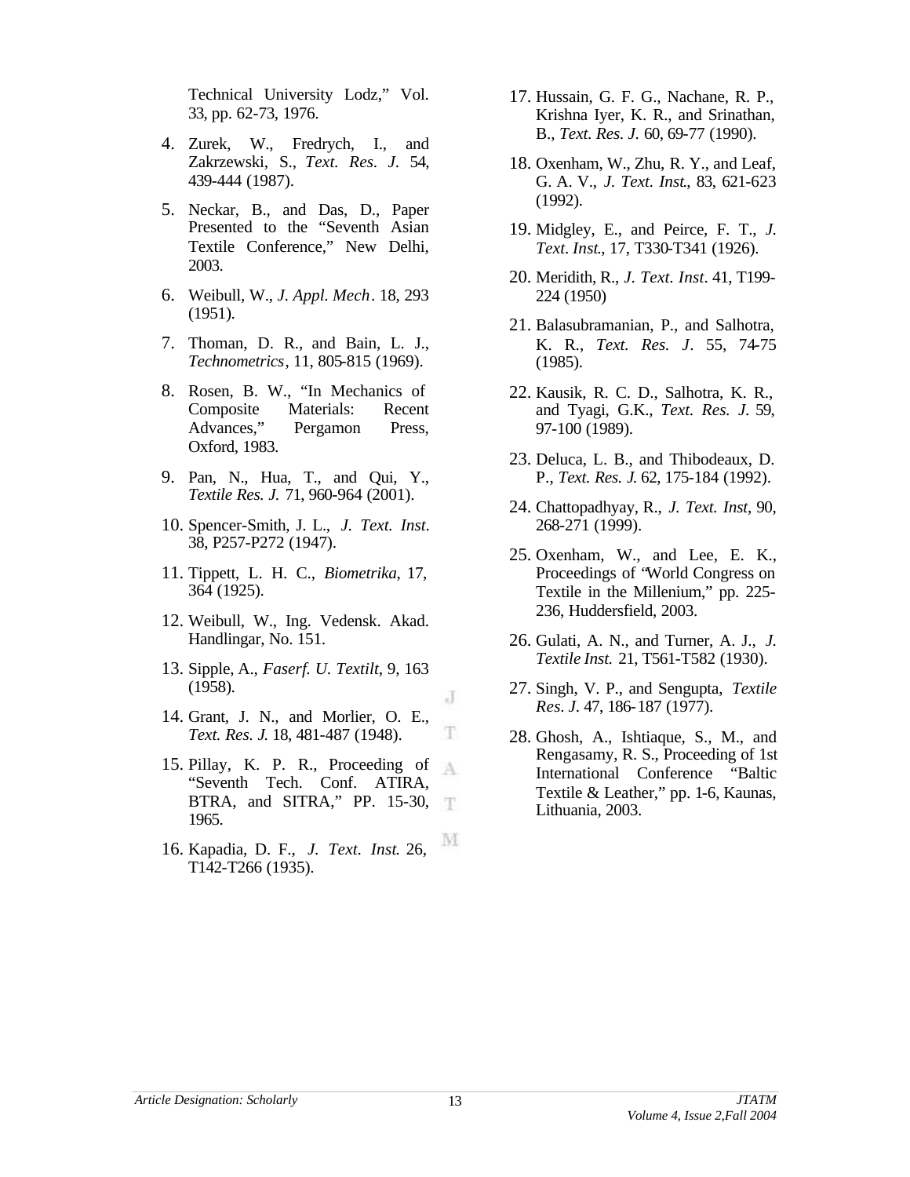Technical University Lodz," Vol. 33, pp. 62-73, 1976.

4. Zurek, W., Fredrych, I., and Zakrzewski, S., *Text. Res. J.* 54, 439-444 (1987).
5. Neckar, B., and Das, D., Paper Presented to the "Seventh Asian Textile Conference," New Delhi, 2003.
6. Weibull, W., *J. Appl. Mech*. 18, 293 (1951).
7. Thoman, D. R., and Bain, L. J., *Technometrics*, 11, 805-815 (1969).
8. Rosen, B. W., "In Mechanics of Composite Materials: Recent Advances," Pergamon Press, Oxford, 1983.
9. Pan, N., Hua, T., and Qui, Y., *Textile Res. J.* 71, 960-964 (2001).
10. Spencer-Smith, J. L., *J. Text. Inst*. 38, P257-P272 (1947).
11. Tippett, L. H. C., *Biometrika*, 17, 364 (1925).
12. Weibull, W., Ing. Vedensk. Akad. Handlingar, No. 151.
13. Sipple, A., *Faserf. U. Textilt*, 9, 163 (1958).
14. Grant, J. N., and Morlier, O. E., *Text. Res. J.* 18, 481-487 (1948).
15. Pillay, K. P. R., Proceeding of "Seventh Tech. Conf. ATIRA, BTRA, and SITRA," PP. 15-30, 1965.
16. Kapadia, D. F., *J. Text. Inst.* 26, T142-T266 (1935).
17. Hussain, G. F. G., Nachane, R. P., Krishna Iyer, K. R., and Srinathan, B., *Text. Res. J.* 60, 69-77 (1990).
18. Oxenham, W., Zhu, R. Y., and Leaf, G. A. V., *J. Text. Inst.*, 83, 621-623 (1992).
19. Midgley, E., and Peirce, F. T., *J. Text. Inst.*, 17, T330-T341 (1926).
20. Meridith, R., *J. Text. Inst*. 41, T199-224 (1950)
21. Balasubramanian, P., and Salhotra, K. R., *Text. Res. J*. 55, 74-75 (1985).
22. Kausik, R. C. D., Salhotra, K. R., and Tyagi, G.K., *Text. Res. J.* 59, 97-100 (1989).
23. Deluca, L. B., and Thibodeaux, D. P., *Text. Res. J.* 62, 175-184 (1992).
24. Chattopadhyay, R., *J. Text. Inst*, 90, 268-271 (1999).
25. Oxenham, W., and Lee, E. K., Proceedings of "World Congress on Textile in the Millenium," pp. 225-236, Huddersfield, 2003.
26. Gulati, A. N., and Turner, A. J., *J. Textile Inst.* 21, T561-T582 (1930).
27. Singh, V. P., and Sengupta, *Textile Res. J*. 47, 186-187 (1977).
28. Ghosh, A., Ishtiaque, S., M., and Rengasamy, R. S., Proceeding of 1st International Conference "Baltic Textile & Leather," pp. 1-6, Kaunas, Lithuania, 2003.